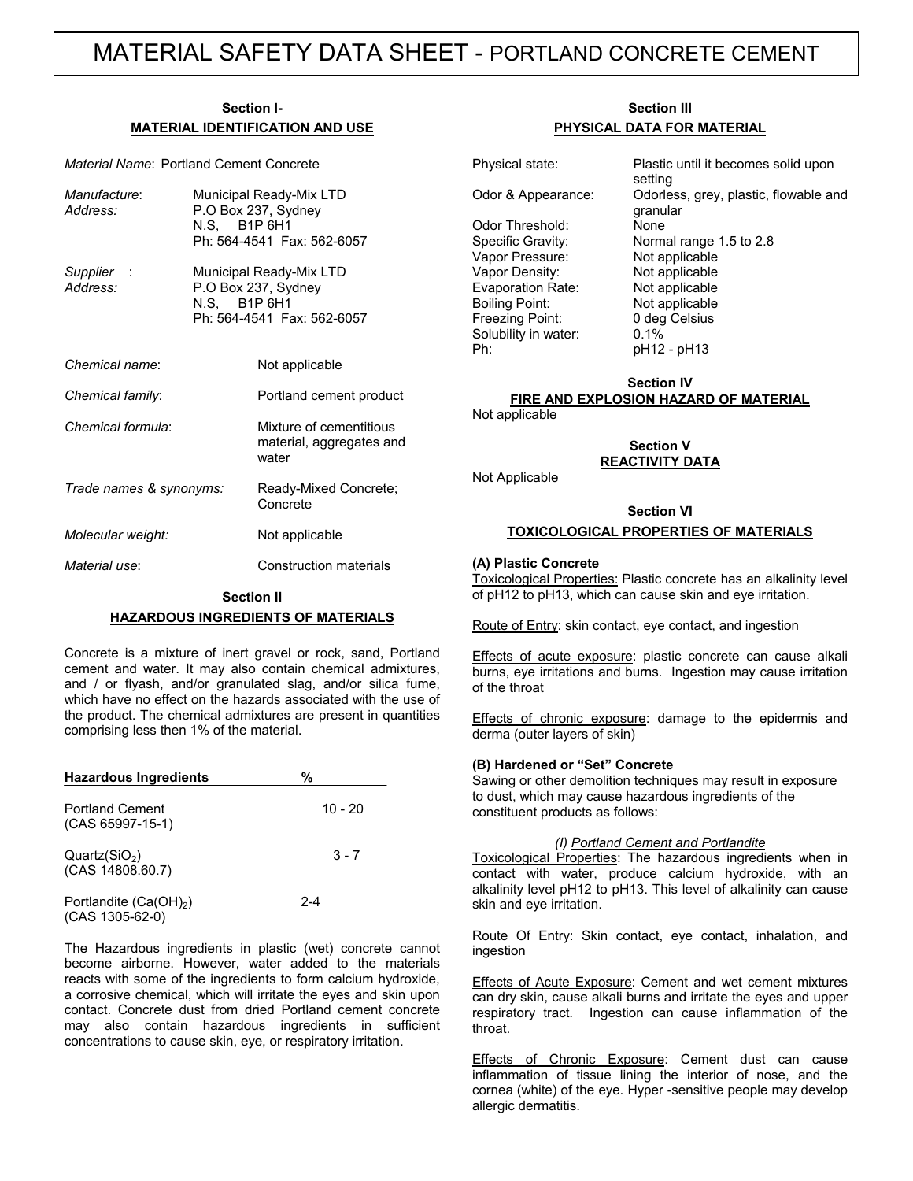# MATERIAL SAFETY DATA SHEET - PORTLAND CONCRETE CEMENT

## Section I- MATERIAL IDENTIFICATION AND USE

*Material Name*: Portland Cement Concrete

*Manufacture*: Municipal Ready-Mix LTD
*Address:* P.O Box 237, Sydney
N.S, B1P 6H1
Ph: 564-4541 Fax: 562-6057

*Supplier* : Municipal Ready-Mix LTD
*Address:* P.O Box 237, Sydney
N.S, B1P 6H1
Ph: 564-4541 Fax: 562-6057

| | |
|---|---|
| *Chemical name*: | Not applicable |
| *Chemical family*: | Portland cement product |
| *Chemical formula*: | Mixture of cementitious material, aggregates and water |
| *Trade names & synonyms:* | Ready-Mixed Concrete; Concrete |
| *Molecular weight:* | Not applicable |
| *Material use*: | Construction materials |

## Section II HAZARDOUS INGREDIENTS OF MATERIALS

Concrete is a mixture of inert gravel or rock, sand, Portland cement and water. It may also contain chemical admixtures, and / or flyash, and/or granulated slag, and/or silica fume, which have no effect on the hazards associated with the use of the product. The chemical admixtures are present in quantities comprising less then 1% of the material.

| Hazardous Ingredients | % |
|---|---|
| Portland Cement (CAS 65997-15-1) | 10 - 20 |
| Quartz($SiO_2$) (CAS 14808.60.7) | 3 - 7 |
| Portlandite ($Ca(OH)_2$) (CAS 1305-62-0) | 2-4 |

The Hazardous ingredients in plastic (wet) concrete cannot become airborne. However, water added to the materials reacts with some of the ingredients to form calcium hydroxide, a corrosive chemical, which will irritate the eyes and skin upon contact. Concrete dust from dried Portland cement concrete may also contain hazardous ingredients in sufficient concentrations to cause skin, eye, or respiratory irritation.

## Section III PHYSICAL DATA FOR MATERIAL

| | |
|---|---|
| Physical state: | Plastic until it becomes solid upon setting |
| Odor & Appearance: | Odorless, grey, plastic, flowable and granular |
| Odor Threshold: | None |
| Specific Gravity: | Normal range 1.5 to 2.8 |
| Vapor Pressure: | Not applicable |
| Vapor Density: | Not applicable |
| Evaporation Rate: | Not applicable |
| Boiling Point: | Not applicable |
| Freezing Point: | 0 deg Celsius |
| Solubility in water: | 0.1% |
| Ph: | pH12 - pH13 |

## Section IV FIRE AND EXPLOSION HAZARD OF MATERIAL

Not applicable

## Section V REACTIVITY DATA

Not Applicable

## Section VI TOXICOLOGICAL PROPERTIES OF MATERIALS

**(A) Plastic Concrete**

Toxicological Properties: Plastic concrete has an alkalinity level of pH12 to pH13, which can cause skin and eye irritation.

Route of Entry: skin contact, eye contact, and ingestion

Effects of acute exposure: plastic concrete can cause alkali burns, eye irritations and burns. Ingestion may cause irritation of the throat

Effects of chronic exposure: damage to the epidermis and derma (outer layers of skin)

**(B) Hardened or "Set" Concrete**

Sawing or other demolition techniques may result in exposure to dust, which may cause hazardous ingredients of the constituent products as follows:

*(I) Portland Cement and Portlandite*

Toxicological Properties: The hazardous ingredients when in contact with water, produce calcium hydroxide, with an alkalinity level pH12 to pH13. This level of alkalinity can cause skin and eye irritation.

Route Of Entry: Skin contact, eye contact, inhalation, and ingestion

Effects of Acute Exposure: Cement and wet cement mixtures can dry skin, cause alkali burns and irritate the eyes and upper respiratory tract. Ingestion can cause inflammation of the throat.

Effects of Chronic Exposure: Cement dust can cause inflammation of tissue lining the interior of nose, and the cornea (white) of the eye. Hyper -sensitive people may develop allergic dermatitis.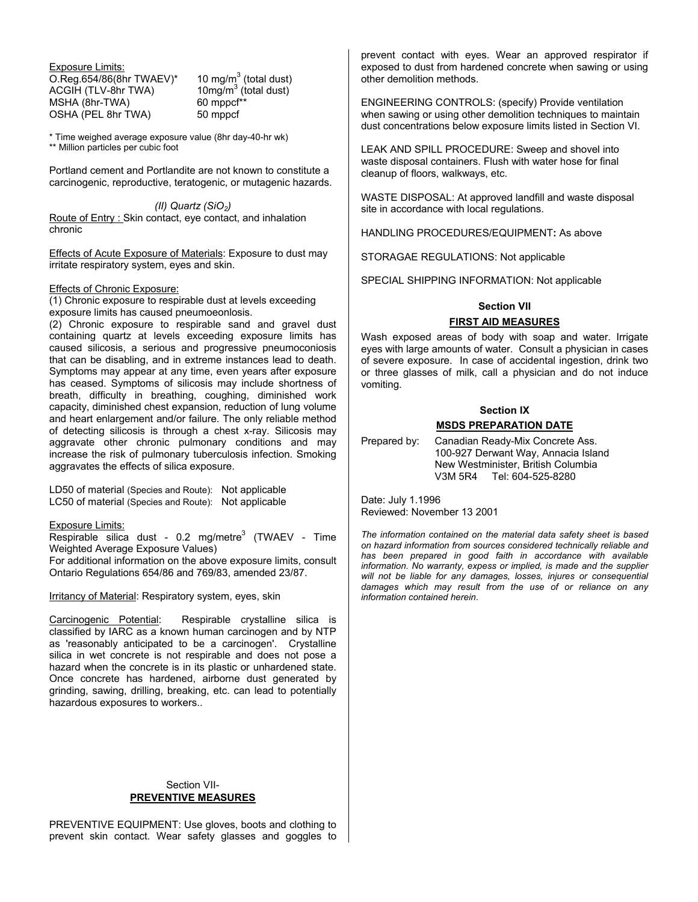Exposure Limits:

| | |
|---|---|
| O.Reg.654/86(8hr TWAEV)* | 10 mg/m$^3$ (total dust) |
| ACGIH (TLV-8hr TWA) | 10mg/m$^3$ (total dust) |
| MSHA (8hr-TWA) | 60 mppcf** |
| OSHA (PEL 8hr TWA) | 50 mppcf |

\* Time weighed average exposure value (8hr day-40-hr wk)
\*\* Million particles per cubic foot

Portland cement and Portlandite are not known to constitute a carcinogenic, reproductive, teratogenic, or mutagenic hazards.

*(II) Quartz ($SiO_2$)*

Route of Entry : Skin contact, eye contact, and inhalation chronic

Effects of Acute Exposure of Materials: Exposure to dust may irritate respiratory system, eyes and skin.

Effects of Chronic Exposure:

(1) Chronic exposure to respirable dust at levels exceeding exposure limits has caused pneumoeonlosis.

(2) Chronic exposure to respirable sand and gravel dust containing quartz at levels exceeding exposure limits has caused silicosis, a serious and progressive pneumoconiosis that can be disabling, and in extreme instances lead to death. Symptoms may appear at any time, even years after exposure has ceased. Symptoms of silicosis may include shortness of breath, difficulty in breathing, coughing, diminished work capacity, diminished chest expansion, reduction of lung volume and heart enlargement and/or failure. The only reliable method of detecting silicosis is through a chest x-ray. Silicosis may aggravate other chronic pulmonary conditions and may increase the risk of pulmonary tuberculosis infection. Smoking aggravates the effects of silica exposure.

LD50 of material (Species and Route): Not applicable
LC50 of material (Species and Route): Not applicable

Exposure Limits:

Respirable silica dust - 0.2 mg/metre$^3$ (TWAEV - Time Weighted Average Exposure Values)

For additional information on the above exposure limits, consult Ontario Regulations 654/86 and 769/83, amended 23/87.

Irritancy of Material: Respiratory system, eyes, skin

Carcinogenic Potential: Respirable crystalline silica is classified by IARC as a known human carcinogen and by NTP as 'reasonably anticipated to be a carcinogen'. Crystalline silica in wet concrete is not respirable and does not pose a hazard when the concrete is in its plastic or unhardened state. Once concrete has hardened, airborne dust generated by grinding, sawing, drilling, breaking, etc. can lead to potentially hazardous exposures to workers..

## Section VII-
## PREVENTIVE MEASURES

PREVENTIVE EQUIPMENT: Use gloves, boots and clothing to prevent skin contact. Wear safety glasses and goggles to prevent contact with eyes. Wear an approved respirator if exposed to dust from hardened concrete when sawing or using other demolition methods.

ENGINEERING CONTROLS: (specify) Provide ventilation when sawing or using other demolition techniques to maintain dust concentrations below exposure limits listed in Section VI.

LEAK AND SPILL PROCEDURE: Sweep and shovel into waste disposal containers. Flush with water hose for final cleanup of floors, walkways, etc.

WASTE DISPOSAL: At approved landfill and waste disposal site in accordance with local regulations.

HANDLING PROCEDURES/EQUIPMENT**:** As above

STORAGAE REGULATIONS: Not applicable

SPECIAL SHIPPING INFORMATION: Not applicable

## Section VII
## FIRST AID MEASURES

Wash exposed areas of body with soap and water. Irrigate eyes with large amounts of water. Consult a physician in cases of severe exposure. In case of accidental ingestion, drink two or three glasses of milk, call a physician and do not induce vomiting.

## Section IX
## MSDS PREPARATION DATE

Prepared by: Canadian Ready-Mix Concrete Ass.
100-927 Derwant Way, Annacia Island
New Westminister, British Columbia
V3M 5R4 Tel: 604-525-8280

Date: July 1.1996
Reviewed: November 13 2001

*The information contained on the material data safety sheet is based on hazard information from sources considered technically reliable and has been prepared in good faith in accordance with available information. No warranty, expess or implied, is made and the supplier will not be liable for any damages, losses, injures or consequential damages which may result from the use of or reliance on any information contained herein.*